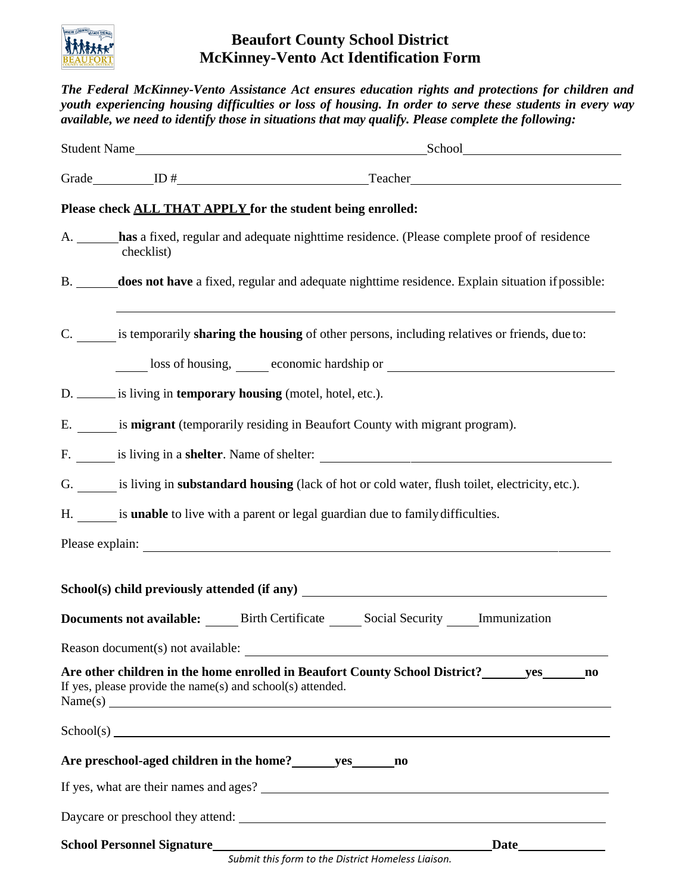# Beaufort County School District
## McKinney-Vento Act Identification Form

***The Federal McKinney-Vento Assistance Act ensures education rights and protections for children and youth experiencing housing difficulties or loss of housing. In order to serve these students in every way available, we need to identify those in situations that may qualify. Please complete the following:***

Student Name\_\_\_\_\_\_\_\_\_\_\_\_\_\_\_\_\_\_\_\_\_\_\_\_\_\_\_\_\_\_\_\_\_\_\_\_\_\_\_\_\_\_ School\_\_\_\_\_\_\_\_\_\_\_\_\_\_\_\_\_\_\_\_\_\_

Grade\_\_\_\_\_\_\_\_ ID #\_\_\_\_\_\_\_\_\_\_\_\_\_\_\_\_\_\_\_\_\_\_\_\_\_\_ Teacher\_\_\_\_\_\_\_\_\_\_\_\_\_\_\_\_\_\_\_\_\_\_\_\_\_\_\_\_\_\_

**Please check <u>ALL THAT APPLY</u> for the student being enrolled:**

A. \_\_\_\_\_\_ **has** a fixed, regular and adequate nighttime residence. (Please complete proof of residence checklist)

B. \_\_\_\_\_\_ **does not have** a fixed, regular and adequate nighttime residence. Explain situation if possible:

\_\_\_\_\_\_\_\_\_\_\_\_\_\_\_\_\_\_\_\_\_\_\_\_\_\_\_\_\_\_\_\_\_\_\_\_\_\_\_\_\_\_\_\_\_\_\_\_\_\_\_\_\_\_\_\_\_\_\_\_\_\_\_\_\_\_\_\_\_\_\_\_

C. \_\_\_\_\_\_ is temporarily **sharing the housing** of other persons, including relatives or friends, due to:

\_\_\_\_\_ loss of housing, \_\_\_\_\_ economic hardship or \_\_\_\_\_\_\_\_\_\_\_\_\_\_\_\_\_\_\_\_\_\_\_\_\_\_\_\_\_\_\_\_

D. \_\_\_\_\_\_ is living in **temporary housing** (motel, hotel, etc.).

E. \_\_\_\_\_\_ is **migrant** (temporarily residing in Beaufort County with migrant program).

F. \_\_\_\_\_\_ is living in a **shelter**. Name of shelter: \_\_\_\_\_\_\_\_\_\_\_\_\_\_\_\_\_\_\_\_\_\_\_\_\_\_\_\_\_\_\_\_\_\_\_\_\_\_

G. \_\_\_\_\_\_ is living in **substandard housing** (lack of hot or cold water, flush toilet, electricity, etc.).

H. \_\_\_\_\_\_ is **unable** to live with a parent or legal guardian due to family difficulties.

Please explain: \_\_\_\_\_\_\_\_\_\_\_\_\_\_\_\_\_\_\_\_\_\_\_\_\_\_\_\_\_\_\_\_\_\_\_\_\_\_\_\_\_\_\_\_\_\_\_\_\_\_\_\_\_\_\_\_\_\_\_\_\_\_\_\_\_\_

**School(s) child previously attended (if any)** \_\_\_\_\_\_\_\_\_\_\_\_\_\_\_\_\_\_\_\_\_\_\_\_\_\_\_\_\_\_\_\_\_\_\_\_\_\_\_\_\_\_

**Documents not available:** \_\_\_\_\_ Birth Certificate \_\_\_\_\_ Social Security \_\_\_\_\_ Immunization

Reason document(s) not available: \_\_\_\_\_\_\_\_\_\_\_\_\_\_\_\_\_\_\_\_\_\_\_\_\_\_\_\_\_\_\_\_\_\_\_\_\_\_\_\_\_\_\_\_\_\_\_\_\_\_

**Are other children in the home enrolled in Beaufort County School District?\_\_\_\_\_\_ yes \_\_\_\_\_\_ no**
If yes, please provide the name(s) and school(s) attended.
Name(s) \_\_\_\_\_\_\_\_\_\_\_\_\_\_\_\_\_\_\_\_\_\_\_\_\_\_\_\_\_\_\_\_\_\_\_\_\_\_\_\_\_\_\_\_\_\_\_\_\_\_\_\_\_\_\_\_\_\_\_\_\_\_\_\_\_\_\_\_\_\_\_\_

School(s) \_\_\_\_\_\_\_\_\_\_\_\_\_\_\_\_\_\_\_\_\_\_\_\_\_\_\_\_\_\_\_\_\_\_\_\_\_\_\_\_\_\_\_\_\_\_\_\_\_\_\_\_\_\_\_\_\_\_\_\_\_\_\_\_\_\_\_\_\_\_\_

**Are preschool-aged children in the home?\_\_\_\_\_\_ yes \_\_\_\_\_\_ no**

If yes, what are their names and ages? \_\_\_\_\_\_\_\_\_\_\_\_\_\_\_\_\_\_\_\_\_\_\_\_\_\_\_\_\_\_\_\_\_\_\_\_\_\_\_\_\_\_\_\_\_\_\_\_

Daycare or preschool they attend: \_\_\_\_\_\_\_\_\_\_\_\_\_\_\_\_\_\_\_\_\_\_\_\_\_\_\_\_\_\_\_\_\_\_\_\_\_\_\_\_\_\_\_\_\_\_\_\_\_\_\_

**School Personnel Signature**\_\_\_\_\_\_\_\_\_\_\_\_\_\_\_\_\_\_\_\_\_\_\_\_\_\_\_\_\_\_\_\_\_\_\_\_\_\_\_\_\_\_ **Date**\_\_\_\_\_\_\_\_\_\_\_\_

*Submit this form to the District Homeless Liaison.*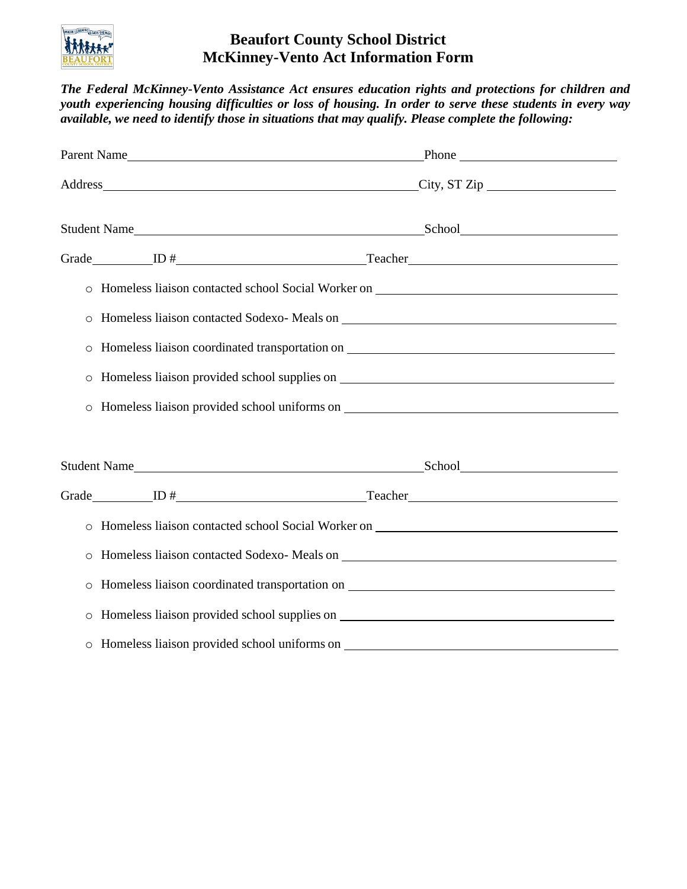# Beaufort County School District
# McKinney-Vento Act Information Form

***The Federal McKinney-Vento Assistance Act ensures education rights and protections for children and youth experiencing housing difficulties or loss of housing. In order to serve these students in every way available, we need to identify those in situations that may qualify. Please complete the following:***

Parent Name\_\_\_\_\_\_\_\_\_\_\_\_\_\_\_\_\_\_\_\_\_\_\_\_\_\_\_\_\_\_\_\_\_\_\_\_\_\_\_\_ Phone \_\_\_\_\_\_\_\_\_\_\_\_\_\_\_\_\_\_\_\_\_\_

Address\_\_\_\_\_\_\_\_\_\_\_\_\_\_\_\_\_\_\_\_\_\_\_\_\_\_\_\_\_\_\_\_\_\_\_\_\_\_\_\_\_\_\_ City, ST Zip \_\_\_\_\_\_\_\_\_\_\_\_\_\_\_\_\_\_

Student Name\_\_\_\_\_\_\_\_\_\_\_\_\_\_\_\_\_\_\_\_\_\_\_\_\_\_\_\_\_\_\_\_\_\_\_\_\_\_\_\_ School\_\_\_\_\_\_\_\_\_\_\_\_\_\_\_\_\_\_\_\_\_\_

Grade\_\_\_\_\_\_\_\_ ID #\_\_\_\_\_\_\_\_\_\_\_\_\_\_\_\_\_\_\_\_\_\_\_\_\_\_ Teacher\_\_\_\_\_\_\_\_\_\_\_\_\_\_\_\_\_\_\_\_\_\_\_\_\_\_\_\_\_\_

- Homeless liaison contacted school Social Worker on \_\_\_\_\_\_\_\_\_\_\_\_\_\_\_\_\_\_\_\_\_\_\_\_\_\_\_\_\_\_\_\_\_\_
- Homeless liaison contacted Sodexo- Meals on \_\_\_\_\_\_\_\_\_\_\_\_\_\_\_\_\_\_\_\_\_\_\_\_\_\_\_\_\_\_\_\_\_\_\_\_\_\_
- Homeless liaison coordinated transportation on \_\_\_\_\_\_\_\_\_\_\_\_\_\_\_\_\_\_\_\_\_\_\_\_\_\_\_\_\_\_\_\_\_\_\_\_\_
- Homeless liaison provided school supplies on \_\_\_\_\_\_\_\_\_\_\_\_\_\_\_\_\_\_\_\_\_\_\_\_\_\_\_\_\_\_\_\_\_\_\_\_\_\_
- Homeless liaison provided school uniforms on \_\_\_\_\_\_\_\_\_\_\_\_\_\_\_\_\_\_\_\_\_\_\_\_\_\_\_\_\_\_\_\_\_\_\_\_\_\_

Student Name\_\_\_\_\_\_\_\_\_\_\_\_\_\_\_\_\_\_\_\_\_\_\_\_\_\_\_\_\_\_\_\_\_\_\_\_\_\_\_\_ School\_\_\_\_\_\_\_\_\_\_\_\_\_\_\_\_\_\_\_\_\_\_

Grade\_\_\_\_\_\_\_\_ ID #\_\_\_\_\_\_\_\_\_\_\_\_\_\_\_\_\_\_\_\_\_\_\_\_\_\_ Teacher\_\_\_\_\_\_\_\_\_\_\_\_\_\_\_\_\_\_\_\_\_\_\_\_\_\_\_\_\_\_

- Homeless liaison contacted school Social Worker on \_\_\_\_\_\_\_\_\_\_\_\_\_\_\_\_\_\_\_\_\_\_\_\_\_\_\_\_\_\_\_\_\_\_
- Homeless liaison contacted Sodexo- Meals on \_\_\_\_\_\_\_\_\_\_\_\_\_\_\_\_\_\_\_\_\_\_\_\_\_\_\_\_\_\_\_\_\_\_\_\_\_\_
- Homeless liaison coordinated transportation on \_\_\_\_\_\_\_\_\_\_\_\_\_\_\_\_\_\_\_\_\_\_\_\_\_\_\_\_\_\_\_\_\_\_\_\_\_
- Homeless liaison provided school supplies on \_\_\_\_\_\_\_\_\_\_\_\_\_\_\_\_\_\_\_\_\_\_\_\_\_\_\_\_\_\_\_\_\_\_\_\_\_\_
- Homeless liaison provided school uniforms on \_\_\_\_\_\_\_\_\_\_\_\_\_\_\_\_\_\_\_\_\_\_\_\_\_\_\_\_\_\_\_\_\_\_\_\_\_\_